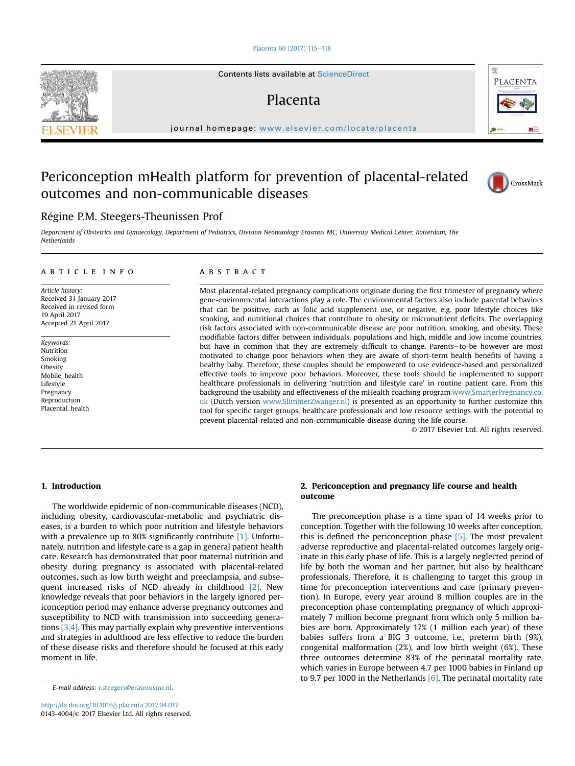# Periconception mHealth platform for prevention of placental-related outcomes and non-communicable diseases

Régine P.M. Steegers-Theunissen Prof

*Department of Obstetrics and Gynaecology, Department of Pediatrics, Division Neonatology Erasmus MC, University Medical Center, Rotterdam, The Netherlands*

## ARTICLE INFO

*Article history:*
Received 31 January 2017
Received in revised form
19 April 2017
Accepted 21 April 2017

*Keywords:*
Nutrition
Smoking
Obesity
Mobile_health
Lifestyle
Pregnancy
Reproduction
Placental_health

## ABSTRACT

Most placental-related pregnancy complications originate during the first trimester of pregnancy where gene-environmental interactions play a role. The environmental factors also include parental behaviors that can be positive, such as folic acid supplement use, or negative, e.g. poor lifestyle choices like smoking, and nutritional choices that contribute to obesity or micronutrient deficits. The overlapping risk factors associated with non-communicable disease are poor nutrition, smoking, and obesity. These modifiable factors differ between individuals, populations and high, middle and low income countries, but have in common that they are extremely difficult to change. Parents—to-be however are most motivated to change poor behaviors when they are aware of short-term health benefits of having a healthy baby. Therefore, these couples should be empowered to use evidence-based and personalized effective tools to improve poor behaviors. Moreover, these tools should be implemented to support healthcare professionals in delivering 'nutrition and lifestyle care' in routine patient care. From this background the usability and effectiveness of the mHealth coaching program www.SmarterPregnancy.co.uk (Dutch version www.SlimmerZwanger.nl) is presented as an opportunity to further customize this tool for specific target groups, healthcare professionals and low resource settings with the potential to prevent placental-related and non-communicable disease during the life course.

© 2017 Elsevier Ltd. All rights reserved.

## 1. Introduction

The worldwide epidemic of non-communicable diseases (NCD), including obesity, cardiovascular-metabolic and psychiatric diseases, is a burden to which poor nutrition and lifestyle behaviors with a prevalence up to 80% significantly contribute [1]. Unfortunately, nutrition and lifestyle care is a gap in general patient health care. Research has demonstrated that poor maternal nutrition and obesity during pregnancy is associated with placental-related outcomes, such as low birth weight and preeclampsia, and subsequent increased risks of NCD already in childhood [2]. New knowledge reveals that poor behaviors in the largely ignored periconception period may enhance adverse pregnancy outcomes and susceptibility to NCD with transmission into succeeding generations [3,4]. This may partially explain why preventive interventions and strategies in adulthood are less effective to reduce the burden of these disease risks and therefore should be focused at this early moment in life.

## 2. Periconception and pregnancy life course and health outcome

The preconception phase is a time span of 14 weeks prior to conception. Together with the following 10 weeks after conception, this is defined the periconception phase [5]. The most prevalent adverse reproductive and placental-related outcomes largely originate in this early phase of life. This is a largely neglected period of life by both the woman and her partner, but also by healthcare professionals. Therefore, it is challenging to target this group in time for preconception interventions and care (primary prevention). In Europe, every year around 8 million couples are in the preconception phase contemplating pregnancy of which approximately 7 million become pregnant from which only 5 million babies are born. Approximately 17% (1 million each year) of these babies suffers from a BIG 3 outcome, i.e., preterm birth (9%), congenital malformation (2%), and low birth weight (6%). These three outcomes determine 83% of the perinatal mortality rate, which varies in Europe between 4.7 per 1000 babies in Finland up to 9.7 per 1000 in the Netherlands [6]. The perinatal mortality rate

E-mail address: r.steegers@erasmusmc.nl.

http://dx.doi.org/10.1016/j.placenta.2017.04.017
0143-4004/© 2017 Elsevier Ltd. All rights reserved.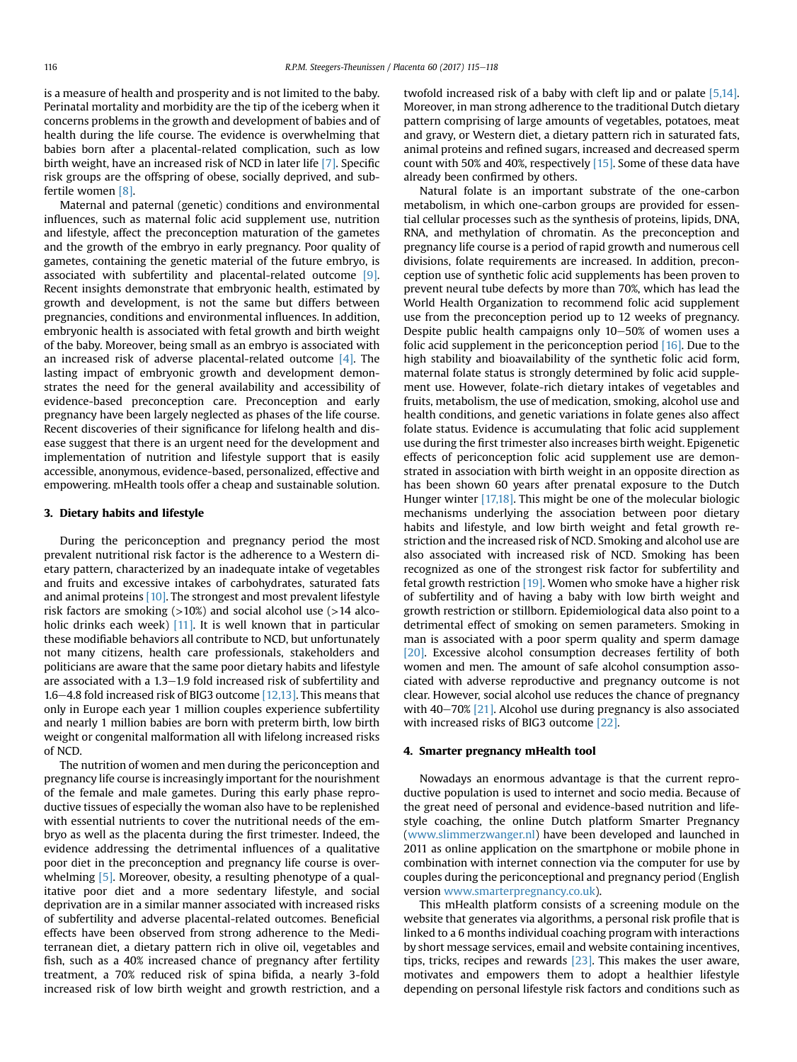is a measure of health and prosperity and is not limited to the baby. Perinatal mortality and morbidity are the tip of the iceberg when it concerns problems in the growth and development of babies and of health during the life course. The evidence is overwhelming that babies born after a placental-related complication, such as low birth weight, have an increased risk of NCD in later life [7]. Specific risk groups are the offspring of obese, socially deprived, and subfertile women [8].

Maternal and paternal (genetic) conditions and environmental influences, such as maternal folic acid supplement use, nutrition and lifestyle, affect the preconception maturation of the gametes and the growth of the embryo in early pregnancy. Poor quality of gametes, containing the genetic material of the future embryo, is associated with subfertility and placental-related outcome [9]. Recent insights demonstrate that embryonic health, estimated by growth and development, is not the same but differs between pregnancies, conditions and environmental influences. In addition, embryonic health is associated with fetal growth and birth weight of the baby. Moreover, being small as an embryo is associated with an increased risk of adverse placental-related outcome [4]. The lasting impact of embryonic growth and development demonstrates the need for the general availability and accessibility of evidence-based preconception care. Preconception and early pregnancy have been largely neglected as phases of the life course. Recent discoveries of their significance for lifelong health and disease suggest that there is an urgent need for the development and implementation of nutrition and lifestyle support that is easily accessible, anonymous, evidence-based, personalized, effective and empowering. mHealth tools offer a cheap and sustainable solution.

## 3. Dietary habits and lifestyle

During the periconception and pregnancy period the most prevalent nutritional risk factor is the adherence to a Western dietary pattern, characterized by an inadequate intake of vegetables and fruits and excessive intakes of carbohydrates, saturated fats and animal proteins [10]. The strongest and most prevalent lifestyle risk factors are smoking (>10%) and social alcohol use (>14 alcoholic drinks each week) [11]. It is well known that in particular these modifiable behaviors all contribute to NCD, but unfortunately not many citizens, health care professionals, stakeholders and politicians are aware that the same poor dietary habits and lifestyle are associated with a 1.3–1.9 fold increased risk of subfertility and 1.6–4.8 fold increased risk of BIG3 outcome [12,13]. This means that only in Europe each year 1 million couples experience subfertility and nearly 1 million babies are born with preterm birth, low birth weight or congenital malformation all with lifelong increased risks of NCD.

The nutrition of women and men during the periconception and pregnancy life course is increasingly important for the nourishment of the female and male gametes. During this early phase reproductive tissues of especially the woman also have to be replenished with essential nutrients to cover the nutritional needs of the embryo as well as the placenta during the first trimester. Indeed, the evidence addressing the detrimental influences of a qualitative poor diet in the preconception and pregnancy life course is overwhelming [5]. Moreover, obesity, a resulting phenotype of a qualitative poor diet and a more sedentary lifestyle, and social deprivation are in a similar manner associated with increased risks of subfertility and adverse placental-related outcomes. Beneficial effects have been observed from strong adherence to the Mediterranean diet, a dietary pattern rich in olive oil, vegetables and fish, such as a 40% increased chance of pregnancy after fertility treatment, a 70% reduced risk of spina bifida, a nearly 3-fold increased risk of low birth weight and growth restriction, and a twofold increased risk of a baby with cleft lip and or palate [5,14]. Moreover, in man strong adherence to the traditional Dutch dietary pattern comprising of large amounts of vegetables, potatoes, meat and gravy, or Western diet, a dietary pattern rich in saturated fats, animal proteins and refined sugars, increased and decreased sperm count with 50% and 40%, respectively [15]. Some of these data have already been confirmed by others.

Natural folate is an important substrate of the one-carbon metabolism, in which one-carbon groups are provided for essential cellular processes such as the synthesis of proteins, lipids, DNA, RNA, and methylation of chromatin. As the preconception and pregnancy life course is a period of rapid growth and numerous cell divisions, folate requirements are increased. In addition, preconception use of synthetic folic acid supplements has been proven to prevent neural tube defects by more than 70%, which has lead the World Health Organization to recommend folic acid supplement use from the preconception period up to 12 weeks of pregnancy. Despite public health campaigns only 10–50% of women uses a folic acid supplement in the periconception period [16]. Due to the high stability and bioavailability of the synthetic folic acid form, maternal folate status is strongly determined by folic acid supplement use. However, folate-rich dietary intakes of vegetables and fruits, metabolism, the use of medication, smoking, alcohol use and health conditions, and genetic variations in folate genes also affect folate status. Evidence is accumulating that folic acid supplement use during the first trimester also increases birth weight. Epigenetic effects of periconception folic acid supplement use are demonstrated in association with birth weight in an opposite direction as has been shown 60 years after prenatal exposure to the Dutch Hunger winter [17,18]. This might be one of the molecular biologic mechanisms underlying the association between poor dietary habits and lifestyle, and low birth weight and fetal growth restriction and the increased risk of NCD. Smoking and alcohol use are also associated with increased risk of NCD. Smoking has been recognized as one of the strongest risk factor for subfertility and fetal growth restriction [19]. Women who smoke have a higher risk of subfertility and of having a baby with low birth weight and growth restriction or stillborn. Epidemiological data also point to a detrimental effect of smoking on semen parameters. Smoking in man is associated with a poor sperm quality and sperm damage [20]. Excessive alcohol consumption decreases fertility of both women and men. The amount of safe alcohol consumption associated with adverse reproductive and pregnancy outcome is not clear. However, social alcohol use reduces the chance of pregnancy with 40–70% [21]. Alcohol use during pregnancy is also associated with increased risks of BIG3 outcome [22].

## 4. Smarter pregnancy mHealth tool

Nowadays an enormous advantage is that the current reproductive population is used to internet and socio media. Because of the great need of personal and evidence-based nutrition and lifestyle coaching, the online Dutch platform Smarter Pregnancy (www.slimmerzwanger.nl) have been developed and launched in 2011 as online application on the smartphone or mobile phone in combination with internet connection via the computer for use by couples during the periconceptional and pregnancy period (English version www.smarterpregnancy.co.uk).

This mHealth platform consists of a screening module on the website that generates via algorithms, a personal risk profile that is linked to a 6 months individual coaching program with interactions by short message services, email and website containing incentives, tips, tricks, recipes and rewards [23]. This makes the user aware, motivates and empowers them to adopt a healthier lifestyle depending on personal lifestyle risk factors and conditions such as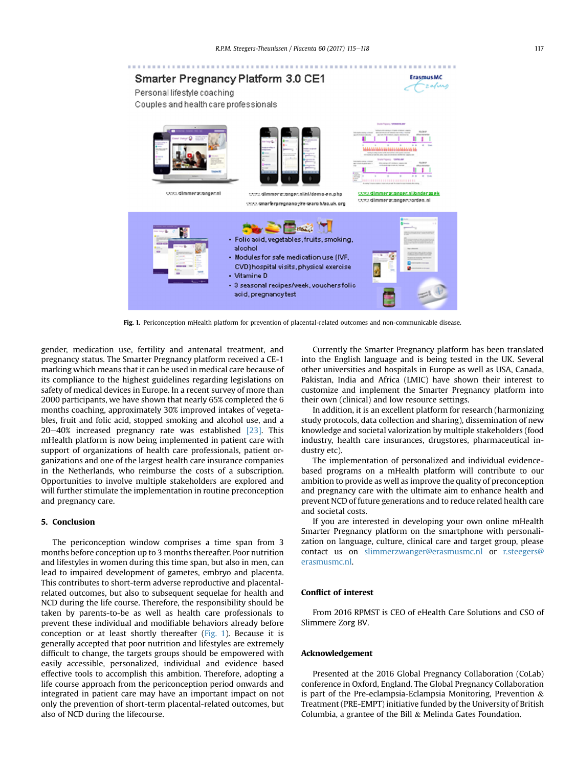Fig. 1. Periconception mHealth platform for prevention of placental-related outcomes and non-communicable disease.

gender, medication use, fertility and antenatal treatment, and pregnancy status. The Smarter Pregnancy platform received a CE-1 marking which means that it can be used in medical care because of its compliance to the highest guidelines regarding legislations on safety of medical devices in Europe. In a recent survey of more than 2000 participants, we have shown that nearly 65% completed the 6 months coaching, approximately 30% improved intakes of vegetables, fruit and folic acid, stopped smoking and alcohol use, and a 20–40% increased pregnancy rate was established [23]. This mHealth platform is now being implemented in patient care with support of organizations of health care professionals, patient organizations and one of the largest health care insurance companies in the Netherlands, who reimburse the costs of a subscription. Opportunities to involve multiple stakeholders are explored and will further stimulate the implementation in routine preconception and pregnancy care.

## 5. Conclusion

The periconception window comprises a time span from 3 months before conception up to 3 months thereafter. Poor nutrition and lifestyles in women during this time span, but also in men, can lead to impaired development of gametes, embryo and placenta. This contributes to short-term adverse reproductive and placental-related outcomes, but also to subsequent sequelae for health and NCD during the life course. Therefore, the responsibility should be taken by parents-to-be as well as health care professionals to prevent these individual and modifiable behaviors already before conception or at least shortly thereafter (Fig. 1). Because it is generally accepted that poor nutrition and lifestyles are extremely difficult to change, the targets groups should be empowered with easily accessible, personalized, individual and evidence based effective tools to accomplish this ambition. Therefore, adopting a life course approach from the periconception period onwards and integrated in patient care may have an important impact on not only the prevention of short-term placental-related outcomes, but also of NCD during the lifecourse.

Currently the Smarter Pregnancy platform has been translated into the English language and is being tested in the UK. Several other universities and hospitals in Europe as well as USA, Canada, Pakistan, India and Africa (LMIC) have shown their interest to customize and implement the Smarter Pregnancy platform into their own (clinical) and low resource settings.

In addition, it is an excellent platform for research (harmonizing study protocols, data collection and sharing), dissemination of new knowledge and societal valorization by multiple stakeholders (food industry, health care insurances, drugstores, pharmaceutical industry etc).

The implementation of personalized and individual evidence-based programs on a mHealth platform will contribute to our ambition to provide as well as improve the quality of preconception and pregnancy care with the ultimate aim to enhance health and prevent NCD of future generations and to reduce related health care and societal costs.

If you are interested in developing your own online mHealth Smarter Pregnancy platform on the smartphone with personalization on language, culture, clinical care and target group, please contact us on slimmerzwanger@erasmusmc.nl or r.steegers@erasmusmc.nl.

## Conflict of interest

From 2016 RPMST is CEO of eHealth Care Solutions and CSO of Slimmere Zorg BV.

## Acknowledgement

Presented at the 2016 Global Pregnancy Collaboration (CoLab) conference in Oxford, England. The Global Pregnancy Collaboration is part of the Pre-eclampsia-Eclampsia Monitoring, Prevention & Treatment (PRE-EMPT) initiative funded by the University of British Columbia, a grantee of the Bill & Melinda Gates Foundation.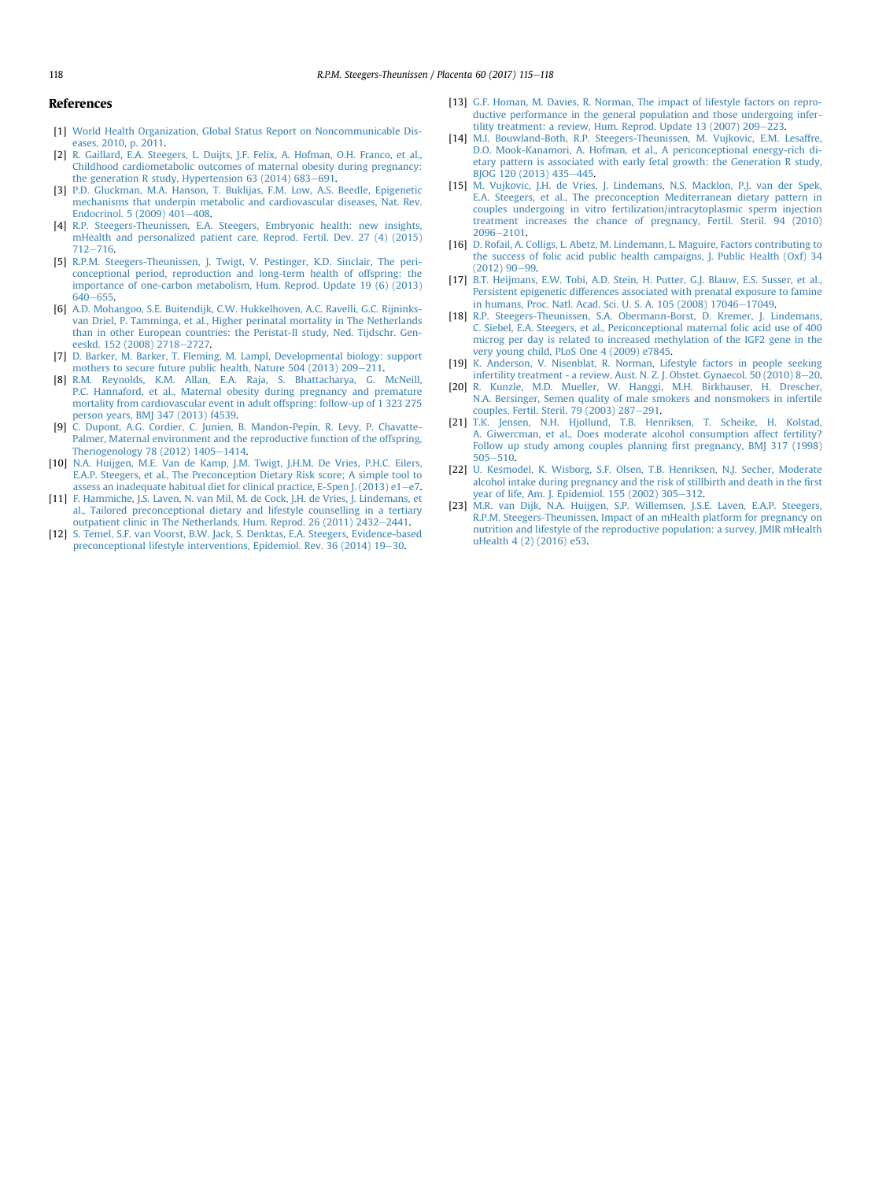## References

[1] World Health Organization, Global Status Report on Noncommunicable Diseases, 2010, p. 2011.

[2] R. Gaillard, E.A. Steegers, L. Duijts, J.F. Felix, A. Hofman, O.H. Franco, et al., Childhood cardiometabolic outcomes of maternal obesity during pregnancy: the generation R study, Hypertension 63 (2014) 683–691.

[3] P.D. Gluckman, M.A. Hanson, T. Buklijas, F.M. Low, A.S. Beedle, Epigenetic mechanisms that underpin metabolic and cardiovascular diseases, Nat. Rev. Endocrinol. 5 (2009) 401–408.

[4] R.P. Steegers-Theunissen, E.A. Steegers, Embryonic health: new insights, mHealth and personalized patient care, Reprod. Fertil. Dev. 27 (4) (2015) 712–716.

[5] R.P.M. Steegers-Theunissen, J. Twigt, V. Pestinger, K.D. Sinclair, The periconceptional period, reproduction and long-term health of offspring: the importance of one-carbon metabolism, Hum. Reprod. Update 19 (6) (2013) 640–655.

[6] A.D. Mohangoo, S.E. Buitendijk, C.W. Hukkelhoven, A.C. Ravelli, G.C. Rijninks-van Driel, P. Tamminga, et al., Higher perinatal mortality in The Netherlands than in other European countries: the Peristat-II study, Ned. Tijdschr. Geneeskd. 152 (2008) 2718–2727.

[7] D. Barker, M. Barker, T. Fleming, M. Lampl, Developmental biology: support mothers to secure future public health, Nature 504 (2013) 209–211.

[8] R.M. Reynolds, K.M. Allan, E.A. Raja, S. Bhattacharya, G. McNeill, P.C. Hannaford, et al., Maternal obesity during pregnancy and premature mortality from cardiovascular event in adult offspring: follow-up of 1 323 275 person years, BMJ 347 (2013) f4539.

[9] C. Dupont, A.G. Cordier, C. Junien, B. Mandon-Pepin, R. Levy, P. Chavatte-Palmer, Maternal environment and the reproductive function of the offspring, Theriogenology 78 (2012) 1405–1414.

[10] N.A. Huijgen, M.E. Van de Kamp, J.M. Twigt, J.H.M. De Vries, P.H.C. Eilers, E.A.P. Steegers, et al., The Preconception Dietary Risk score; A simple tool to assess an inadequate habitual diet for clinical practice, E-Spen J. (2013) e1–e7.

[11] F. Hammiche, J.S. Laven, N. van Mil, M. de Cock, J.H. de Vries, J. Lindemans, et al., Tailored preconceptional dietary and lifestyle counselling in a tertiary outpatient clinic in The Netherlands, Hum. Reprod. 26 (2011) 2432–2441.

[12] S. Temel, S.F. van Voorst, B.W. Jack, S. Denktas, E.A. Steegers, Evidence-based preconceptional lifestyle interventions, Epidemiol. Rev. 36 (2014) 19–30.

[13] G.F. Homan, M. Davies, R. Norman, The impact of lifestyle factors on reproductive performance in the general population and those undergoing infertility treatment: a review, Hum. Reprod. Update 13 (2007) 209–223.

[14] M.I. Bouwland-Both, R.P. Steegers-Theunissen, M. Vujkovic, E.M. Lesaffre, D.O. Mook-Kanamori, A. Hofman, et al., A periconceptional energy-rich dietary pattern is associated with early fetal growth: the Generation R study, BJOG 120 (2013) 435–445.

[15] M. Vujkovic, J.H. de Vries, J. Lindemans, N.S. Macklon, P.J. van der Spek, E.A. Steegers, et al., The preconception Mediterranean dietary pattern in couples undergoing in vitro fertilization/intracytoplasmic sperm injection treatment increases the chance of pregnancy, Fertil. Steril. 94 (2010) 2096–2101.

[16] D. Rofail, A. Colligs, L. Abetz, M. Lindemann, L. Maguire, Factors contributing to the success of folic acid public health campaigns, J. Public Health (Oxf) 34 (2012) 90–99.

[17] B.T. Heijmans, E.W. Tobi, A.D. Stein, H. Putter, G.J. Blauw, E.S. Susser, et al., Persistent epigenetic differences associated with prenatal exposure to famine in humans, Proc. Natl. Acad. Sci. U. S. A. 105 (2008) 17046–17049.

[18] R.P. Steegers-Theunissen, S.A. Obermann-Borst, D. Kremer, J. Lindemans, C. Siebel, E.A. Steegers, et al., Periconceptional maternal folic acid use of 400 microg per day is related to increased methylation of the IGF2 gene in the very young child, PLoS One 4 (2009) e7845.

[19] K. Anderson, V. Nisenblat, R. Norman, Lifestyle factors in people seeking infertility treatment - a review, Aust. N. Z. J. Obstet. Gynaecol. 50 (2010) 8–20.

[20] R. Kunzle, M.D. Mueller, W. Hanggi, M.H. Birkhauser, H. Drescher, N.A. Bersinger, Semen quality of male smokers and nonsmokers in infertile couples, Fertil. Steril. 79 (2003) 287–291.

[21] T.K. Jensen, N.H. Hjollund, T.B. Henriksen, T. Scheike, H. Kolstad, A. Giwercman, et al., Does moderate alcohol consumption affect fertility? Follow up study among couples planning first pregnancy, BMJ 317 (1998) 505–510.

[22] U. Kesmodel, K. Wisborg, S.F. Olsen, T.B. Henriksen, N.J. Secher, Moderate alcohol intake during pregnancy and the risk of stillbirth and death in the first year of life, Am. J. Epidemiol. 155 (2002) 305–312.

[23] M.R. van Dijk, N.A. Huijgen, S.P. Willemsen, J.S.E. Laven, E.A.P. Steegers, R.P.M. Steegers-Theunissen, Impact of an mHealth platform for pregnancy on nutrition and lifestyle of the reproductive population: a survey, JMIR mHealth uHealth 4 (2) (2016) e53.